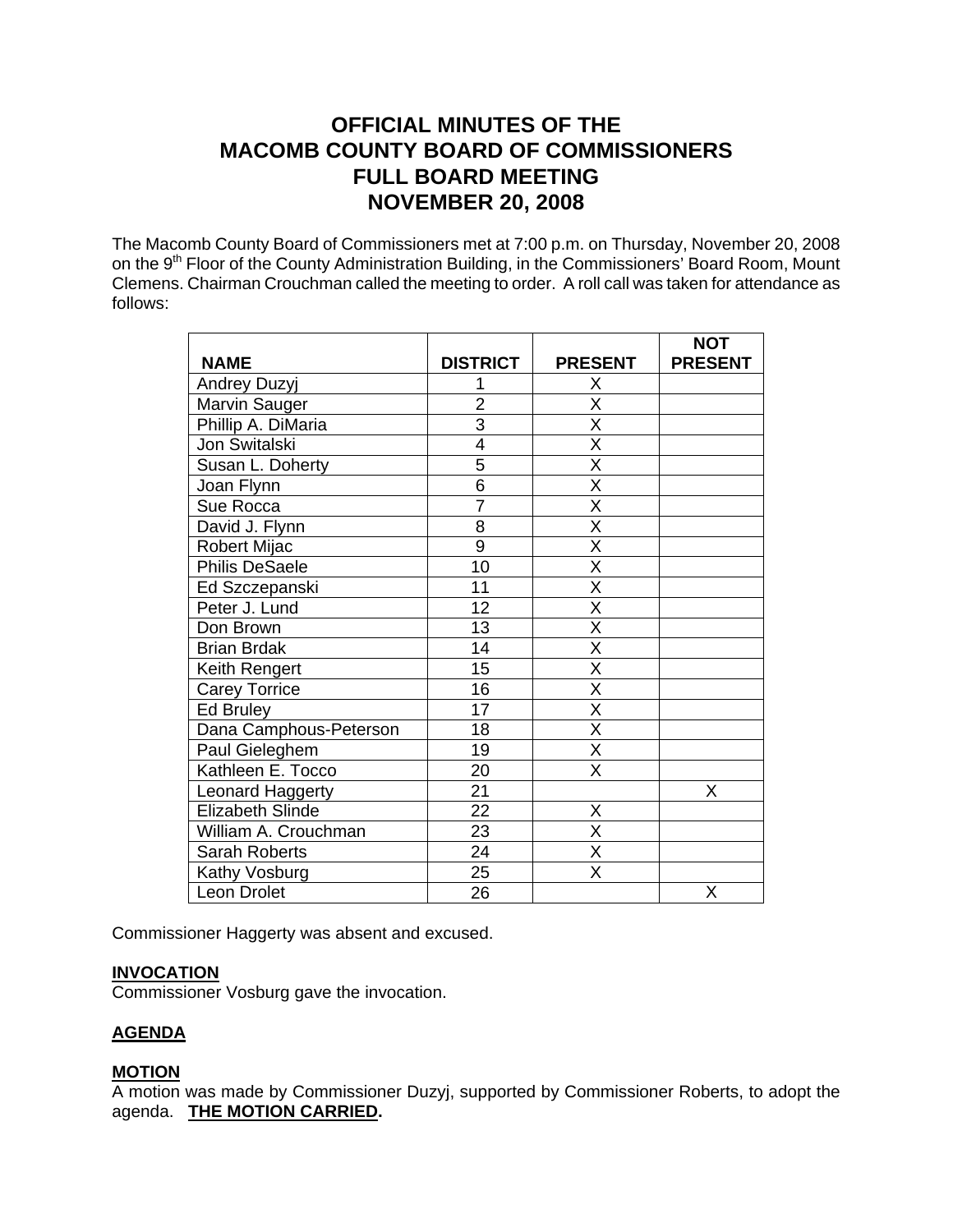# OFFICIAL MINUTES OF THE MACOMB COUNTY BOARD OF COMMISSIONERS FULL BOARD MEETING NOVEMBER 20, 2008

The Macomb County Board of Commissioners met at 7:00 p.m. on Thursday, November 20, 2008 on the 9th Floor of the County Administration Building, in the Commissioners' Board Room, Mount Clemens. Chairman Crouchman called the meeting to order. A roll call was taken for attendance as follows:

| NAME | DISTRICT | PRESENT | NOT PRESENT |
|---|---|---|---|
| Andrey Duzyj | 1 | X | |
| Marvin Sauger | 2 | X | |
| Phillip A. DiMaria | 3 | X | |
| Jon Switalski | 4 | X | |
| Susan L. Doherty | 5 | X | |
| Joan Flynn | 6 | X | |
| Sue Rocca | 7 | X | |
| David J. Flynn | 8 | X | |
| Robert Mijac | 9 | X | |
| Philis DeSaele | 10 | X | |
| Ed Szczepanski | 11 | X | |
| Peter J. Lund | 12 | X | |
| Don Brown | 13 | X | |
| Brian Brdak | 14 | X | |
| Keith Rengert | 15 | X | |
| Carey Torrice | 16 | X | |
| Ed Bruley | 17 | X | |
| Dana Camphous-Peterson | 18 | X | |
| Paul Gieleghem | 19 | X | |
| Kathleen E. Tocco | 20 | X | |
| Leonard Haggerty | 21 | | X |
| Elizabeth Slinde | 22 | X | |
| William A. Crouchman | 23 | X | |
| Sarah Roberts | 24 | X | |
| Kathy Vosburg | 25 | X | |
| Leon Drolet | 26 | | X |

Commissioner Haggerty was absent and excused.

**INVOCATION**

Commissioner Vosburg gave the invocation.

**AGENDA**

**MOTION**

A motion was made by Commissioner Duzyj, supported by Commissioner Roberts, to adopt the agenda. **THE MOTION CARRIED.**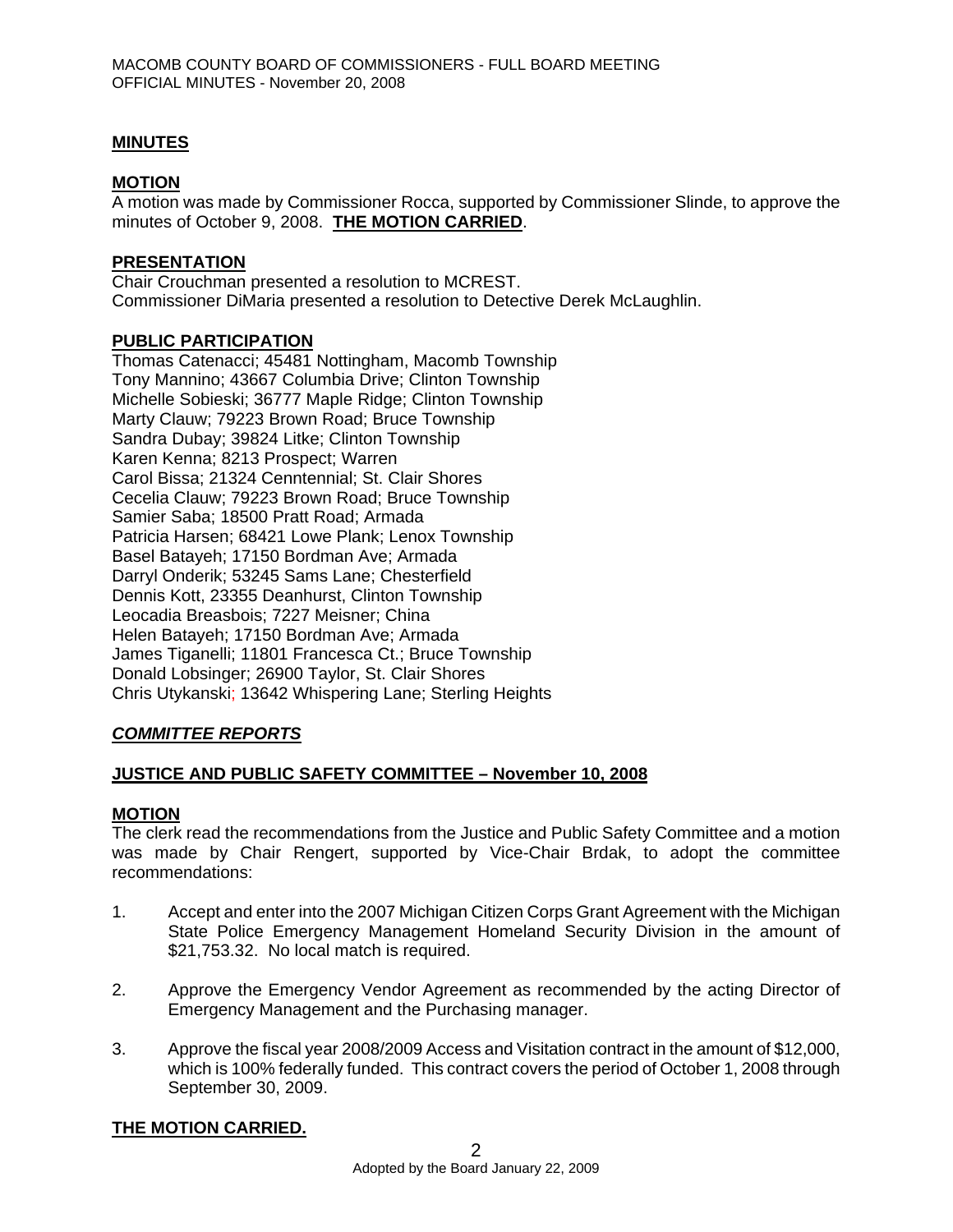## MINUTES

### MOTION

A motion was made by Commissioner Rocca, supported by Commissioner Slinde, to approve the minutes of October 9, 2008. **THE MOTION CARRIED**.

### PRESENTATION

Chair Crouchman presented a resolution to MCREST.
Commissioner DiMaria presented a resolution to Detective Derek McLaughlin.

### PUBLIC PARTICIPATION

Thomas Catenacci; 45481 Nottingham, Macomb Township
Tony Mannino; 43667 Columbia Drive; Clinton Township
Michelle Sobieski; 36777 Maple Ridge; Clinton Township
Marty Clauw; 79223 Brown Road; Bruce Township
Sandra Dubay; 39824 Litke; Clinton Township
Karen Kenna; 8213 Prospect; Warren
Carol Bissa; 21324 Cenntennial; St. Clair Shores
Cecelia Clauw; 79223 Brown Road; Bruce Township
Samier Saba; 18500 Pratt Road; Armada
Patricia Harsen; 68421 Lowe Plank; Lenox Township
Basel Batayeh; 17150 Bordman Ave; Armada
Darryl Onderik; 53245 Sams Lane; Chesterfield
Dennis Kott, 23355 Deanhurst, Clinton Township
Leocadia Breasbois; 7227 Meisner; China
Helen Batayeh; 17150 Bordman Ave; Armada
James Tiganelli; 11801 Francesca Ct.; Bruce Township
Donald Lobsinger; 26900 Taylor, St. Clair Shores
Chris Utykanski; 13642 Whispering Lane; Sterling Heights

## *COMMITTEE REPORTS*

### JUSTICE AND PUBLIC SAFETY COMMITTEE – November 10, 2008

### MOTION

The clerk read the recommendations from the Justice and Public Safety Committee and a motion was made by Chair Rengert, supported by Vice-Chair Brdak, to adopt the committee recommendations:

1. Accept and enter into the 2007 Michigan Citizen Corps Grant Agreement with the Michigan State Police Emergency Management Homeland Security Division in the amount of $21,753.32. No local match is required.

2. Approve the Emergency Vendor Agreement as recommended by the acting Director of Emergency Management and the Purchasing manager.

3. Approve the fiscal year 2008/2009 Access and Visitation contract in the amount of $12,000, which is 100% federally funded. This contract covers the period of October 1, 2008 through September 30, 2009.

**THE MOTION CARRIED.**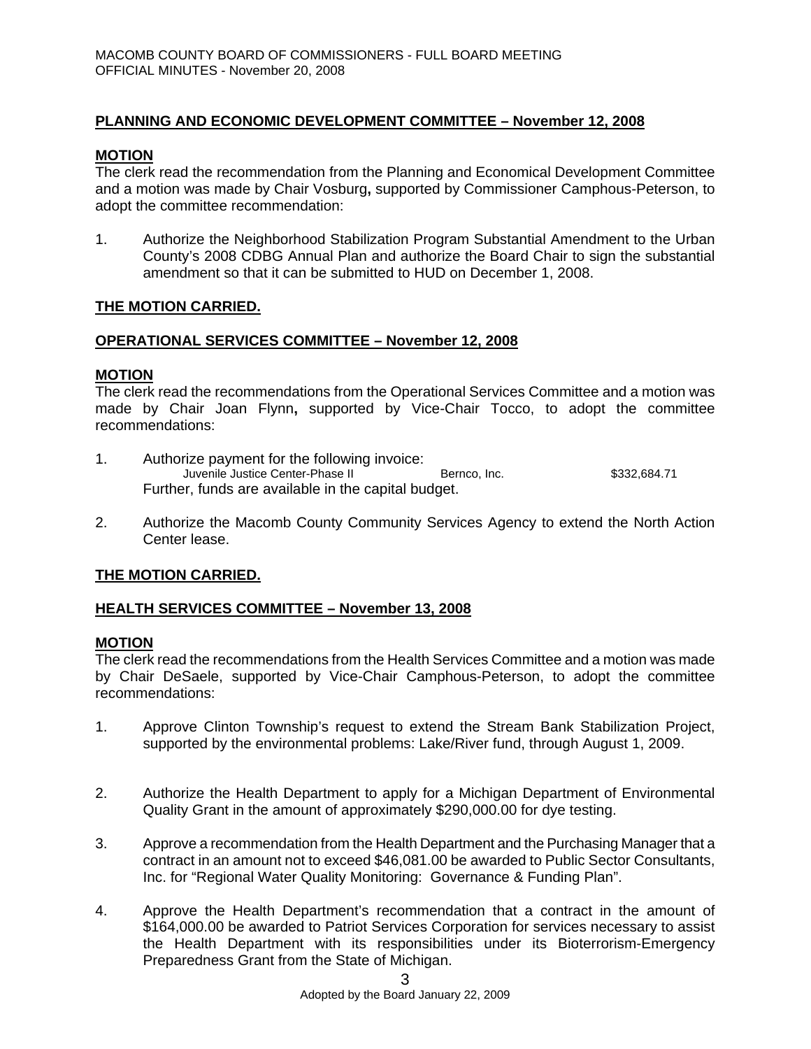## PLANNING AND ECONOMIC DEVELOPMENT COMMITTEE – November 12, 2008

### MOTION

The clerk read the recommendation from the Planning and Economical Development Committee and a motion was made by Chair Vosburg**,** supported by Commissioner Camphous-Peterson, to adopt the committee recommendation:

1. Authorize the Neighborhood Stabilization Program Substantial Amendment to the Urban County's 2008 CDBG Annual Plan and authorize the Board Chair to sign the substantial amendment so that it can be submitted to HUD on December 1, 2008.

**THE MOTION CARRIED.**

## OPERATIONAL SERVICES COMMITTEE – November 12, 2008

### MOTION

The clerk read the recommendations from the Operational Services Committee and a motion was made by Chair Joan Flynn**,** supported by Vice-Chair Tocco, to adopt the committee recommendations:

1. Authorize payment for the following invoice:

   | | | |
   |---|---|---|
   | Juvenile Justice Center-Phase II | Bernco, Inc. | $332,684.71 |

   Further, funds are available in the capital budget.

2. Authorize the Macomb County Community Services Agency to extend the North Action Center lease.

**THE MOTION CARRIED.**

## HEALTH SERVICES COMMITTEE – November 13, 2008

### MOTION

The clerk read the recommendations from the Health Services Committee and a motion was made by Chair DeSaele, supported by Vice-Chair Camphous-Peterson, to adopt the committee recommendations:

1. Approve Clinton Township's request to extend the Stream Bank Stabilization Project, supported by the environmental problems: Lake/River fund, through August 1, 2009.

2. Authorize the Health Department to apply for a Michigan Department of Environmental Quality Grant in the amount of approximately $290,000.00 for dye testing.

3. Approve a recommendation from the Health Department and the Purchasing Manager that a contract in an amount not to exceed $46,081.00 be awarded to Public Sector Consultants, Inc. for "Regional Water Quality Monitoring: Governance & Funding Plan".

4. Approve the Health Department's recommendation that a contract in the amount of $164,000.00 be awarded to Patriot Services Corporation for services necessary to assist the Health Department with its responsibilities under its Bioterrorism-Emergency Preparedness Grant from the State of Michigan.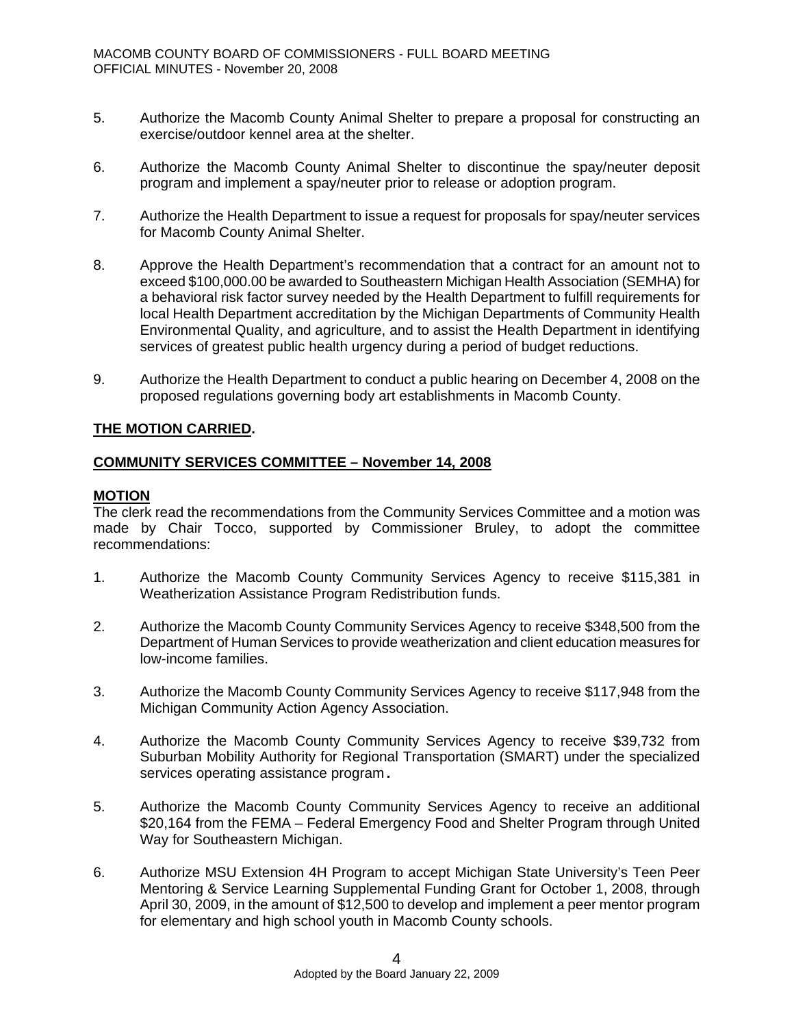5. Authorize the Macomb County Animal Shelter to prepare a proposal for constructing an exercise/outdoor kennel area at the shelter.

6. Authorize the Macomb County Animal Shelter to discontinue the spay/neuter deposit program and implement a spay/neuter prior to release or adoption program.

7. Authorize the Health Department to issue a request for proposals for spay/neuter services for Macomb County Animal Shelter.

8. Approve the Health Department's recommendation that a contract for an amount not to exceed $100,000.00 be awarded to Southeastern Michigan Health Association (SEMHA) for a behavioral risk factor survey needed by the Health Department to fulfill requirements for local Health Department accreditation by the Michigan Departments of Community Health Environmental Quality, and agriculture, and to assist the Health Department in identifying services of greatest public health urgency during a period of budget reductions.

9. Authorize the Health Department to conduct a public hearing on December 4, 2008 on the proposed regulations governing body art establishments in Macomb County.

**THE MOTION CARRIED.**

**COMMUNITY SERVICES COMMITTEE – November 14, 2008**

**MOTION**

The clerk read the recommendations from the Community Services Committee and a motion was made by Chair Tocco, supported by Commissioner Bruley, to adopt the committee recommendations:

1. Authorize the Macomb County Community Services Agency to receive $115,381 in Weatherization Assistance Program Redistribution funds.

2. Authorize the Macomb County Community Services Agency to receive $348,500 from the Department of Human Services to provide weatherization and client education measures for low-income families.

3. Authorize the Macomb County Community Services Agency to receive $117,948 from the Michigan Community Action Agency Association.

4. Authorize the Macomb County Community Services Agency to receive $39,732 from Suburban Mobility Authority for Regional Transportation (SMART) under the specialized services operating assistance program.

5. Authorize the Macomb County Community Services Agency to receive an additional $20,164 from the FEMA – Federal Emergency Food and Shelter Program through United Way for Southeastern Michigan.

6. Authorize MSU Extension 4H Program to accept Michigan State University's Teen Peer Mentoring & Service Learning Supplemental Funding Grant for October 1, 2008, through April 30, 2009, in the amount of $12,500 to develop and implement a peer mentor program for elementary and high school youth in Macomb County schools.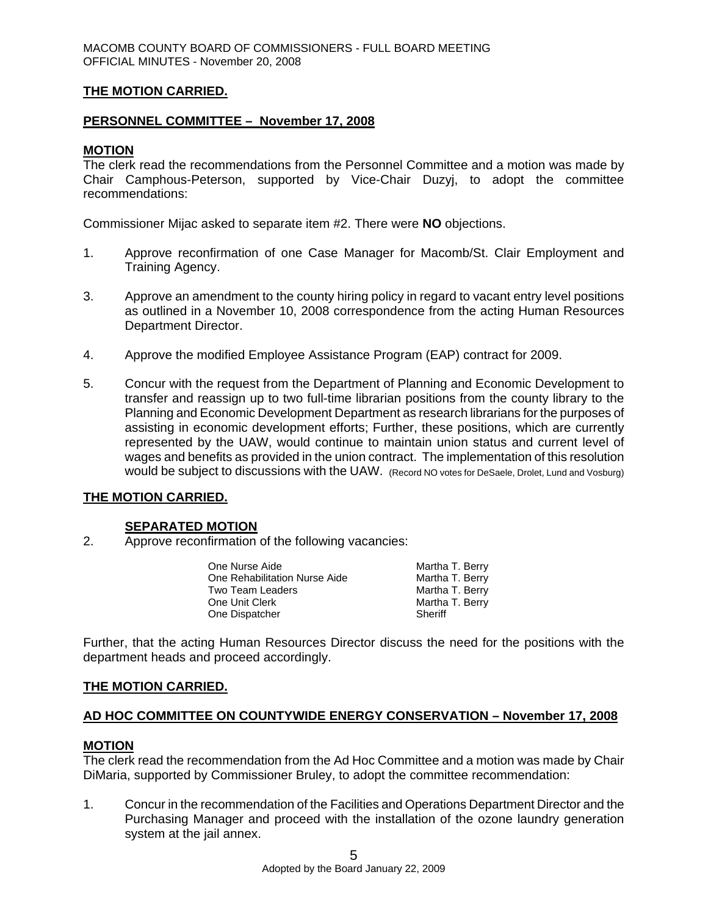**THE MOTION CARRIED.**

**PERSONNEL COMMITTEE – November 17, 2008**

**MOTION**

The clerk read the recommendations from the Personnel Committee and a motion was made by Chair Camphous-Peterson, supported by Vice-Chair Duzyj, to adopt the committee recommendations:

Commissioner Mijac asked to separate item #2. There were **NO** objections.

1. Approve reconfirmation of one Case Manager for Macomb/St. Clair Employment and Training Agency.

3. Approve an amendment to the county hiring policy in regard to vacant entry level positions as outlined in a November 10, 2008 correspondence from the acting Human Resources Department Director.

4. Approve the modified Employee Assistance Program (EAP) contract for 2009.

5. Concur with the request from the Department of Planning and Economic Development to transfer and reassign up to two full-time librarian positions from the county library to the Planning and Economic Development Department as research librarians for the purposes of assisting in economic development efforts; Further, these positions, which are currently represented by the UAW, would continue to maintain union status and current level of wages and benefits as provided in the union contract. The implementation of this resolution would be subject to discussions with the UAW. (Record NO votes for DeSaele, Drolet, Lund and Vosburg)

**THE MOTION CARRIED.**

**SEPARATED MOTION**

2. Approve reconfirmation of the following vacancies:

| | |
|---|---|
| One Nurse Aide | Martha T. Berry |
| One Rehabilitation Nurse Aide | Martha T. Berry |
| Two Team Leaders | Martha T. Berry |
| One Unit Clerk | Martha T. Berry |
| One Dispatcher | Sheriff |

Further, that the acting Human Resources Director discuss the need for the positions with the department heads and proceed accordingly.

**THE MOTION CARRIED.**

**AD HOC COMMITTEE ON COUNTYWIDE ENERGY CONSERVATION – November 17, 2008**

**MOTION**

The clerk read the recommendation from the Ad Hoc Committee and a motion was made by Chair DiMaria, supported by Commissioner Bruley, to adopt the committee recommendation:

1. Concur in the recommendation of the Facilities and Operations Department Director and the Purchasing Manager and proceed with the installation of the ozone laundry generation system at the jail annex.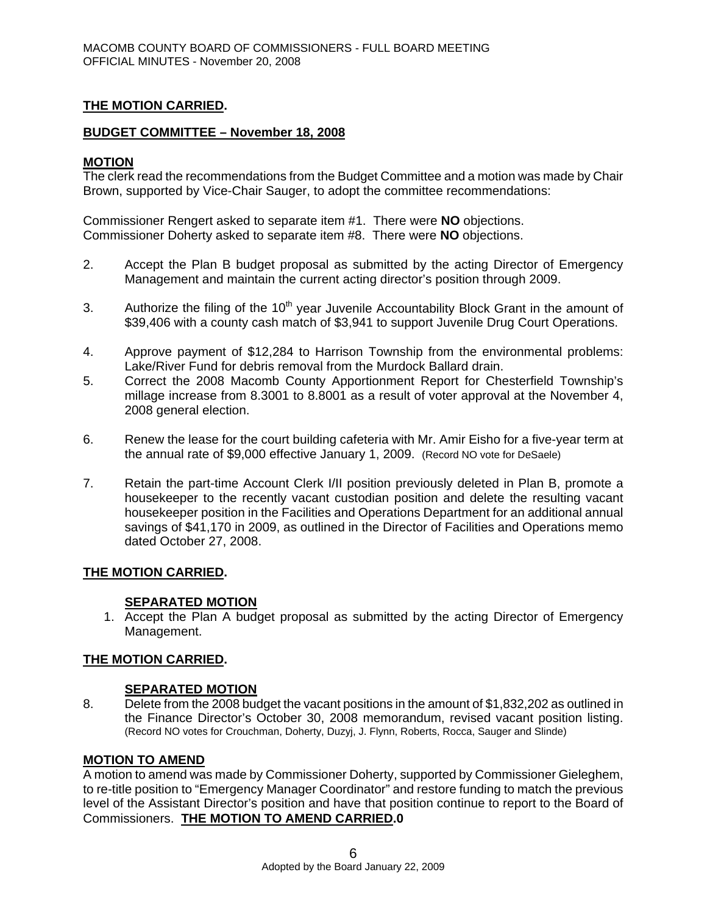**THE MOTION CARRIED.**

**BUDGET COMMITTEE – November 18, 2008**

**MOTION**

The clerk read the recommendations from the Budget Committee and a motion was made by Chair Brown, supported by Vice-Chair Sauger, to adopt the committee recommendations:

Commissioner Rengert asked to separate item #1. There were **NO** objections.
Commissioner Doherty asked to separate item #8. There were **NO** objections.

2. Accept the Plan B budget proposal as submitted by the acting Director of Emergency Management and maintain the current acting director's position through 2009.

3. Authorize the filing of the 10th year Juvenile Accountability Block Grant in the amount of \$39,406 with a county cash match of \$3,941 to support Juvenile Drug Court Operations.

4. Approve payment of \$12,284 to Harrison Township from the environmental problems: Lake/River Fund for debris removal from the Murdock Ballard drain.

5. Correct the 2008 Macomb County Apportionment Report for Chesterfield Township's millage increase from 8.3001 to 8.8001 as a result of voter approval at the November 4, 2008 general election.

6. Renew the lease for the court building cafeteria with Mr. Amir Eisho for a five-year term at the annual rate of \$9,000 effective January 1, 2009. (Record NO vote for DeSaele)

7. Retain the part-time Account Clerk I/II position previously deleted in Plan B, promote a housekeeper to the recently vacant custodian position and delete the resulting vacant housekeeper position in the Facilities and Operations Department for an additional annual savings of \$41,170 in 2009, as outlined in the Director of Facilities and Operations memo dated October 27, 2008.

**THE MOTION CARRIED.**

**SEPARATED MOTION**

1. Accept the Plan A budget proposal as submitted by the acting Director of Emergency Management.

**THE MOTION CARRIED.**

**SEPARATED MOTION**

8. Delete from the 2008 budget the vacant positions in the amount of \$1,832,202 as outlined in the Finance Director's October 30, 2008 memorandum, revised vacant position listing. (Record NO votes for Crouchman, Doherty, Duzyj, J. Flynn, Roberts, Rocca, Sauger and Slinde)

**MOTION TO AMEND**

A motion to amend was made by Commissioner Doherty, supported by Commissioner Gieleghem, to re-title position to "Emergency Manager Coordinator" and restore funding to match the previous level of the Assistant Director's position and have that position continue to report to the Board of Commissioners. **THE MOTION TO AMEND CARRIED.0**

Adopted by the Board January 22, 2009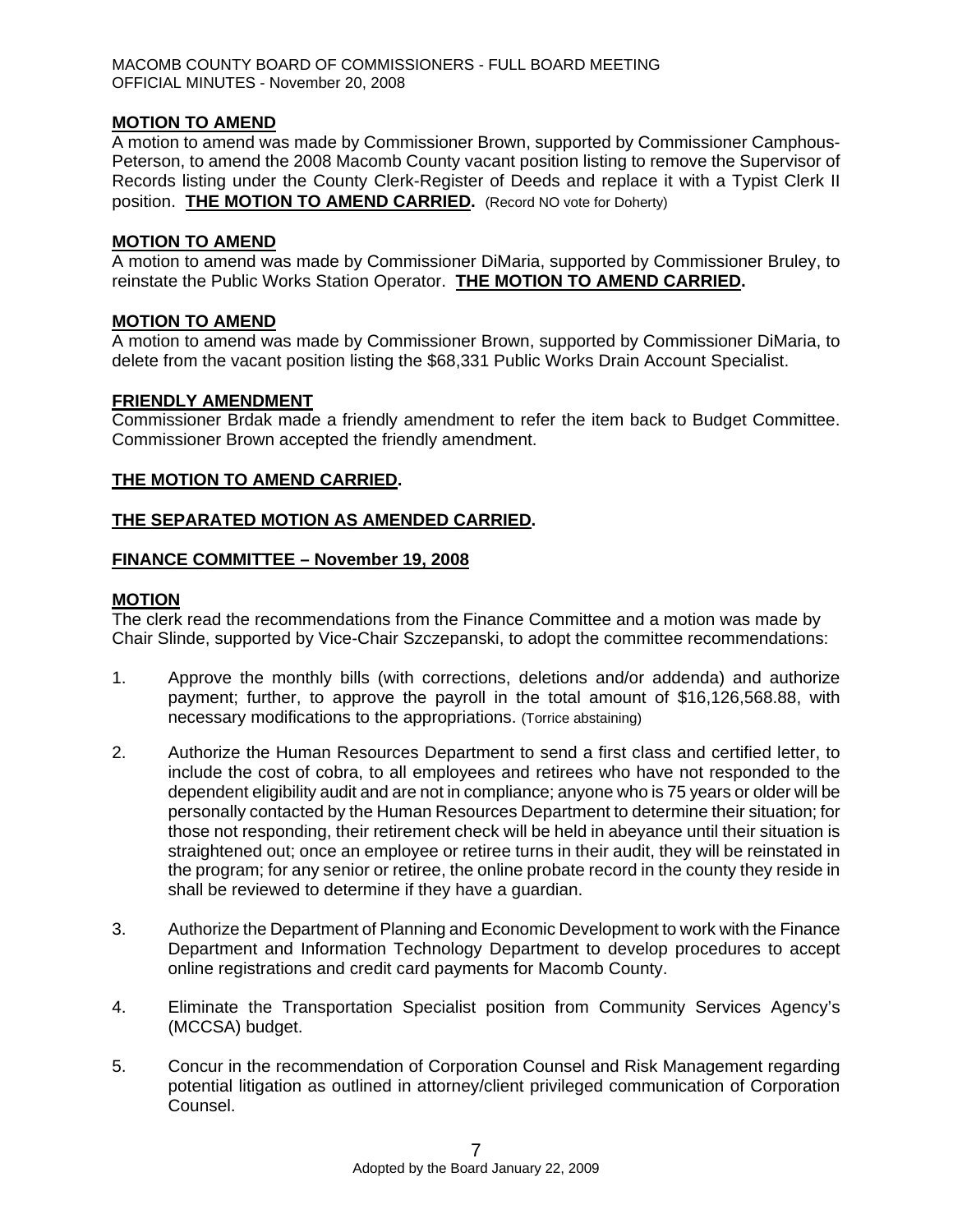**MOTION TO AMEND**

A motion to amend was made by Commissioner Brown, supported by Commissioner Camphous-Peterson, to amend the 2008 Macomb County vacant position listing to remove the Supervisor of Records listing under the County Clerk-Register of Deeds and replace it with a Typist Clerk II position. **THE MOTION TO AMEND CARRIED.** (Record NO vote for Doherty)

**MOTION TO AMEND**

A motion to amend was made by Commissioner DiMaria, supported by Commissioner Bruley, to reinstate the Public Works Station Operator. **THE MOTION TO AMEND CARRIED.**

**MOTION TO AMEND**

A motion to amend was made by Commissioner Brown, supported by Commissioner DiMaria, to delete from the vacant position listing the $68,331 Public Works Drain Account Specialist.

**FRIENDLY AMENDMENT**

Commissioner Brdak made a friendly amendment to refer the item back to Budget Committee. Commissioner Brown accepted the friendly amendment.

**THE MOTION TO AMEND CARRIED.**

**THE SEPARATED MOTION AS AMENDED CARRIED.**

**FINANCE COMMITTEE – November 19, 2008**

**MOTION**

The clerk read the recommendations from the Finance Committee and a motion was made by Chair Slinde, supported by Vice-Chair Szczepanski, to adopt the committee recommendations:

1. Approve the monthly bills (with corrections, deletions and/or addenda) and authorize payment; further, to approve the payroll in the total amount of $16,126,568.88, with necessary modifications to the appropriations. (Torrice abstaining)
2. Authorize the Human Resources Department to send a first class and certified letter, to include the cost of cobra, to all employees and retirees who have not responded to the dependent eligibility audit and are not in compliance; anyone who is 75 years or older will be personally contacted by the Human Resources Department to determine their situation; for those not responding, their retirement check will be held in abeyance until their situation is straightened out; once an employee or retiree turns in their audit, they will be reinstated in the program; for any senior or retiree, the online probate record in the county they reside in shall be reviewed to determine if they have a guardian.
3. Authorize the Department of Planning and Economic Development to work with the Finance Department and Information Technology Department to develop procedures to accept online registrations and credit card payments for Macomb County.
4. Eliminate the Transportation Specialist position from Community Services Agency's (MCCSA) budget.
5. Concur in the recommendation of Corporation Counsel and Risk Management regarding potential litigation as outlined in attorney/client privileged communication of Corporation Counsel.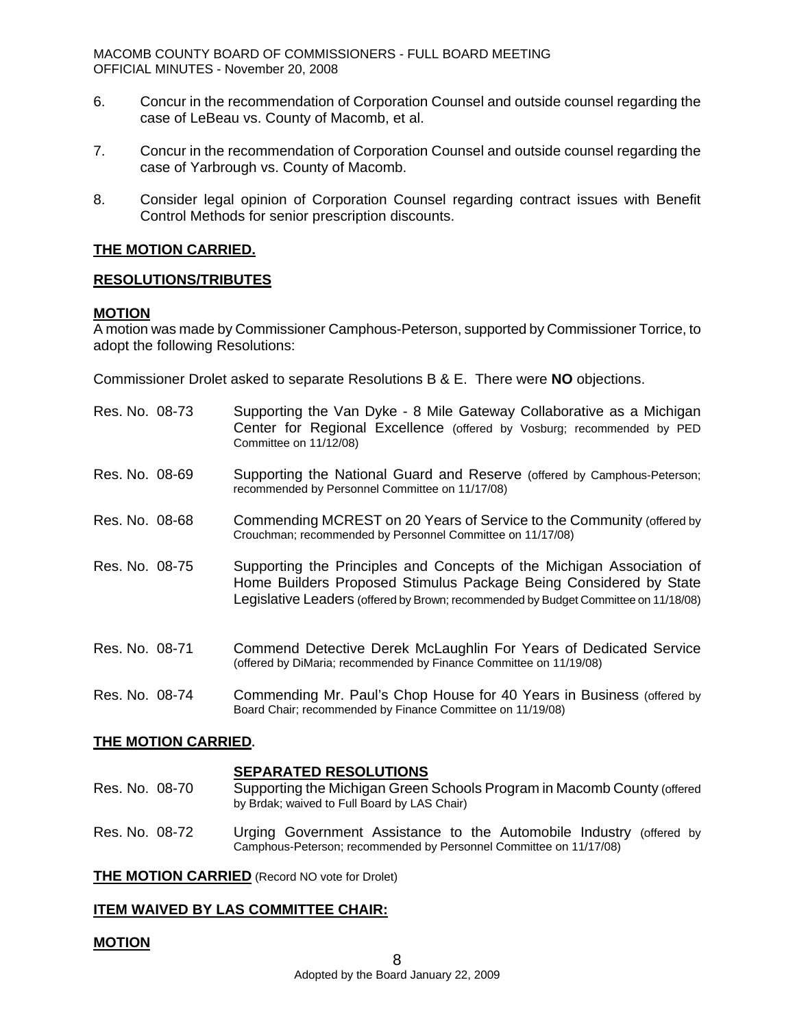6. Concur in the recommendation of Corporation Counsel and outside counsel regarding the case of LeBeau vs. County of Macomb, et al.

7. Concur in the recommendation of Corporation Counsel and outside counsel regarding the case of Yarbrough vs. County of Macomb.

8. Consider legal opinion of Corporation Counsel regarding contract issues with Benefit Control Methods for senior prescription discounts.

**THE MOTION CARRIED.**

**RESOLUTIONS/TRIBUTES**

**MOTION**

A motion was made by Commissioner Camphous-Peterson, supported by Commissioner Torrice, to adopt the following Resolutions:

Commissioner Drolet asked to separate Resolutions B & E. There were **NO** objections.

Res. No. 08-73 Supporting the Van Dyke - 8 Mile Gateway Collaborative as a Michigan Center for Regional Excellence (offered by Vosburg; recommended by PED Committee on 11/12/08)

Res. No. 08-69 Supporting the National Guard and Reserve (offered by Camphous-Peterson; recommended by Personnel Committee on 11/17/08)

Res. No. 08-68 Commending MCREST on 20 Years of Service to the Community (offered by Crouchman; recommended by Personnel Committee on 11/17/08)

Res. No. 08-75 Supporting the Principles and Concepts of the Michigan Association of Home Builders Proposed Stimulus Package Being Considered by State Legislative Leaders (offered by Brown; recommended by Budget Committee on 11/18/08)

Res. No. 08-71 Commend Detective Derek McLaughlin For Years of Dedicated Service (offered by DiMaria; recommended by Finance Committee on 11/19/08)

Res. No. 08-74 Commending Mr. Paul's Chop House for 40 Years in Business (offered by Board Chair; recommended by Finance Committee on 11/19/08)

**THE MOTION CARRIED.**

**SEPARATED RESOLUTIONS**

Res. No. 08-70 Supporting the Michigan Green Schools Program in Macomb County (offered by Brdak; waived to Full Board by LAS Chair)

Res. No. 08-72 Urging Government Assistance to the Automobile Industry (offered by Camphous-Peterson; recommended by Personnel Committee on 11/17/08)

**THE MOTION CARRIED** (Record NO vote for Drolet)

**ITEM WAIVED BY LAS COMMITTEE CHAIR:**

**MOTION**

Adopted by the Board January 22, 2009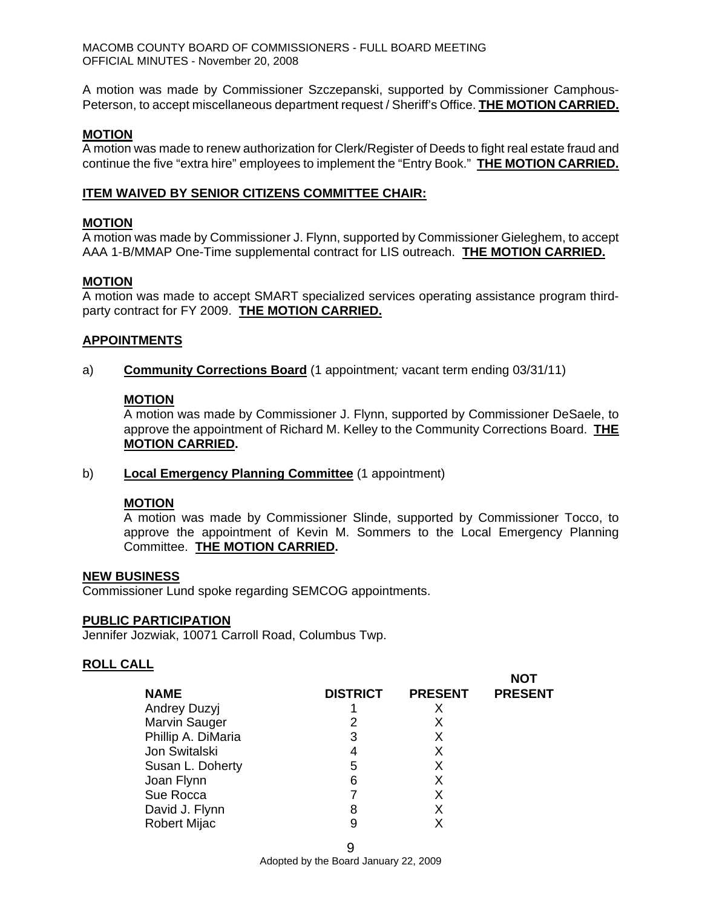A motion was made by Commissioner Szczepanski, supported by Commissioner Camphous-Peterson, to accept miscellaneous department request / Sheriff's Office. **THE MOTION CARRIED.**

**MOTION**

A motion was made to renew authorization for Clerk/Register of Deeds to fight real estate fraud and continue the five "extra hire" employees to implement the "Entry Book." **THE MOTION CARRIED.**

**ITEM WAIVED BY SENIOR CITIZENS COMMITTEE CHAIR:**

**MOTION**

A motion was made by Commissioner J. Flynn, supported by Commissioner Gieleghem, to accept AAA 1-B/MMAP One-Time supplemental contract for LIS outreach. **THE MOTION CARRIED.**

**MOTION**

A motion was made to accept SMART specialized services operating assistance program third-party contract for FY 2009. **THE MOTION CARRIED.**

**APPOINTMENTS**

a) **Community Corrections Board** (1 appointment*;* vacant term ending 03/31/11)

**MOTION**

A motion was made by Commissioner J. Flynn, supported by Commissioner DeSaele, to approve the appointment of Richard M. Kelley to the Community Corrections Board. **THE MOTION CARRIED.**

b) **Local Emergency Planning Committee** (1 appointment)

**MOTION**

A motion was made by Commissioner Slinde, supported by Commissioner Tocco, to approve the appointment of Kevin M. Sommers to the Local Emergency Planning Committee. **THE MOTION CARRIED.**

**NEW BUSINESS**

Commissioner Lund spoke regarding SEMCOG appointments.

**PUBLIC PARTICIPATION**

Jennifer Jozwiak, 10071 Carroll Road, Columbus Twp.

**ROLL CALL**

| NAME | DISTRICT | PRESENT | NOT PRESENT |
|---|---|---|---|
| Andrey Duzyj | 1 | X | |
| Marvin Sauger | 2 | X | |
| Phillip A. DiMaria | 3 | X | |
| Jon Switalski | 4 | X | |
| Susan L. Doherty | 5 | X | |
| Joan Flynn | 6 | X | |
| Sue Rocca | 7 | X | |
| David J. Flynn | 8 | X | |
| Robert Mijac | 9 | X | |

Adopted by the Board January 22, 2009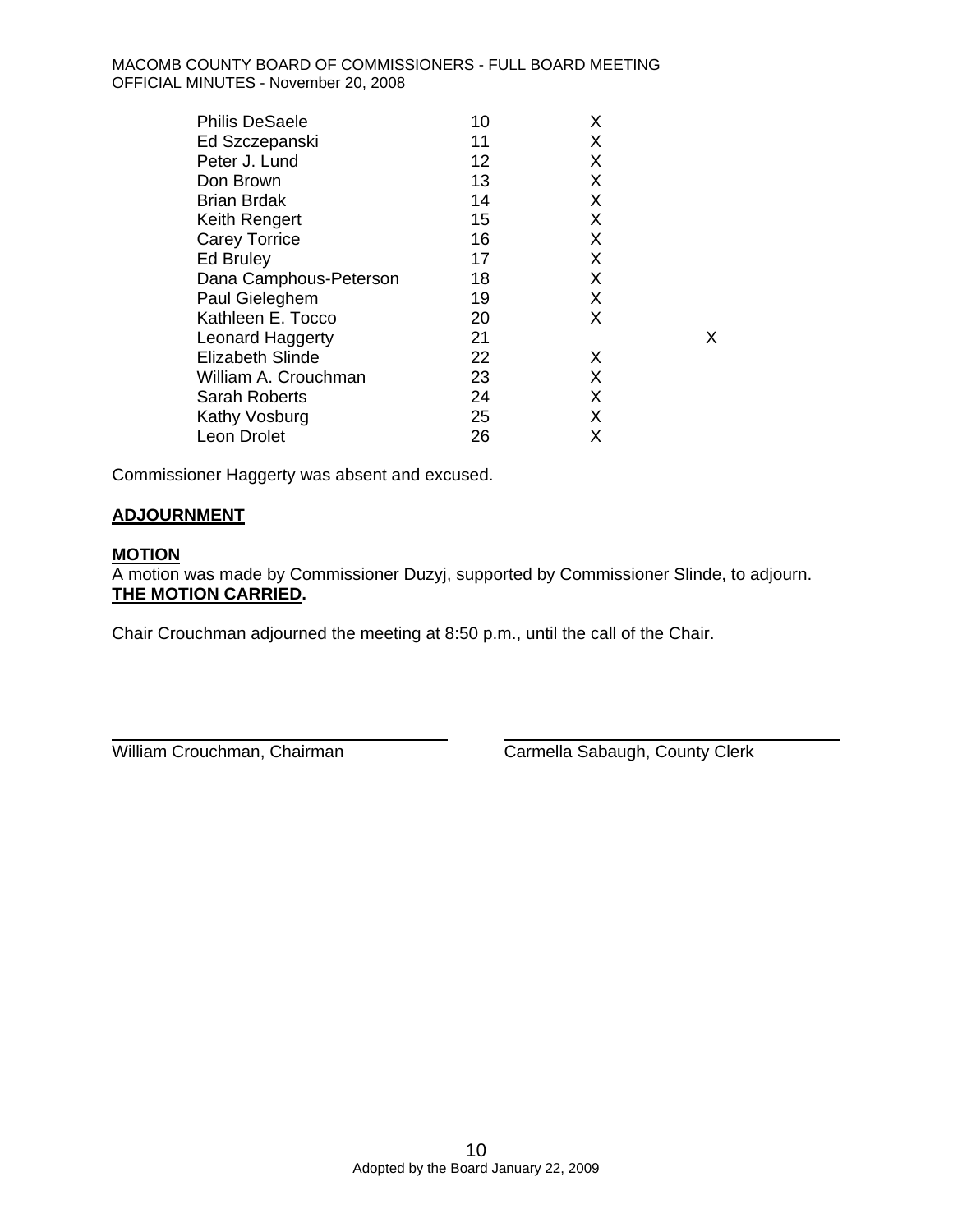| | | | |
|---|---|---|---|
| Philis DeSaele | 10 | X | |
| Ed Szczepanski | 11 | X | |
| Peter J. Lund | 12 | X | |
| Don Brown | 13 | X | |
| Brian Brdak | 14 | X | |
| Keith Rengert | 15 | X | |
| Carey Torrice | 16 | X | |
| Ed Bruley | 17 | X | |
| Dana Camphous-Peterson | 18 | X | |
| Paul Gieleghem | 19 | X | |
| Kathleen E. Tocco | 20 | X | |
| Leonard Haggerty | 21 | | X |
| Elizabeth Slinde | 22 | X | |
| William A. Crouchman | 23 | X | |
| Sarah Roberts | 24 | X | |
| Kathy Vosburg | 25 | X | |
| Leon Drolet | 26 | X | |

Commissioner Haggerty was absent and excused.

**ADJOURNMENT**

**MOTION**
A motion was made by Commissioner Duzyj, supported by Commissioner Slinde, to adjourn. **THE MOTION CARRIED.**

Chair Crouchman adjourned the meeting at 8:50 p.m., until the call of the Chair.

William Crouchman, Chairman

Carmella Sabaugh, County Clerk

Adopted by the Board January 22, 2009